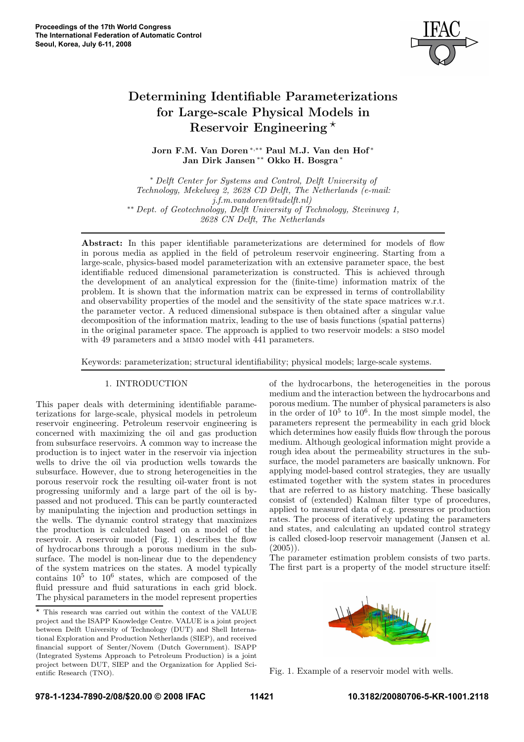# Determining Identifiable Parameterizations for Large-scale Physical Models in Reservoir Engineering ⋆

**Jorn F.M. Van Doren** [∗,∗∗] **Paul M.J. Van den Hof** [∗] **Jan Dirk Jansen** [∗∗] **Okko H. Bosgra** [∗]

[∗] *Delft Center for Systems and Control, Delft University of Technology, Mekelweg 2, 2628 CD Delft, The Netherlands (e-mail: j.f.m.vandoren@tudelft.nl)*
[∗∗] *Dept. of Geotechnology, Delft University of Technology, Stevinweg 1, 2628 CN Delft, The Netherlands*

**Abstract:** In this paper identifiable parameterizations are determined for models of flow in porous media as applied in the field of petroleum reservoir engineering. Starting from a large-scale, physics-based model parameterization with an extensive parameter space, the best identifiable reduced dimensional parameterization is constructed. This is achieved through the development of an analytical expression for the (finite-time) information matrix of the problem. It is shown that the information matrix can be expressed in terms of controllability and observability properties of the model and the sensitivity of the state space matrices w.r.t. the parameter vector. A reduced dimensional subspace is then obtained after a singular value decomposition of the information matrix, leading to the use of basis functions (spatial patterns) in the original parameter space. The approach is applied to two reservoir models: a SISO model with 49 parameters and a MIMO model with 441 parameters.

Keywords: parameterization; structural identifiability; physical models; large-scale systems.

## 1. INTRODUCTION

This paper deals with determining identifiable parameterizations for large-scale, physical models in petroleum reservoir engineering. Petroleum reservoir engineering is concerned with maximizing the oil and gas production from subsurface reservoirs. A common way to increase the production is to inject water in the reservoir via injection wells to drive the oil via production wells towards the subsurface. However, due to strong heterogeneities in the porous reservoir rock the resulting oil-water front is not progressing uniformly and a large part of the oil is bypassed and not produced. This can be partly counteracted by manipulating the injection and production settings in the wells. The dynamic control strategy that maximizes the production is calculated based on a model of the reservoir. A reservoir model (Fig. 1) describes the flow of hydrocarbons through a porous medium in the subsurface. The model is non-linear due to the dependency of the system matrices on the states. A model typically contains $10^5$ to $10^6$ states, which are composed of the fluid pressure and fluid saturations in each grid block. The physical parameters in the model represent properties of the hydrocarbons, the heterogeneities in the porous medium and the interaction between the hydrocarbons and porous medium. The number of physical parameters is also in the order of $10^5$ to $10^6$. In the most simple model, the parameters represent the permeability in each grid block which determines how easily fluids flow through the porous medium. Although geological information might provide a rough idea about the permeability structures in the subsurface, the model parameters are basically unknown. For applying model-based control strategies, they are usually estimated together with the system states in procedures that are referred to as history matching. These basically consist of (extended) Kalman filter type of procedures, applied to measured data of e.g. pressures or production rates. The process of iteratively updating the parameters and states, and calculating an updated control strategy is called closed-loop reservoir management (Jansen et al. (2005)).

The parameter estimation problem consists of two parts. The first part is a property of the model structure itself:

Fig. 1. Example of a reservoir model with wells.

⋆ This research was carried out within the context of the VALUE project and the ISAPP Knowledge Centre. VALUE is a joint project between Delft University of Technology (DUT) and Shell International Exploration and Production Netherlands (SIEP), and received financial support of Senter/Novem (Dutch Government). ISAPP (Integrated Systems Approach to Petroleum Production) is a joint project between DUT, SIEP and the Organization for Applied Scientific Research (TNO).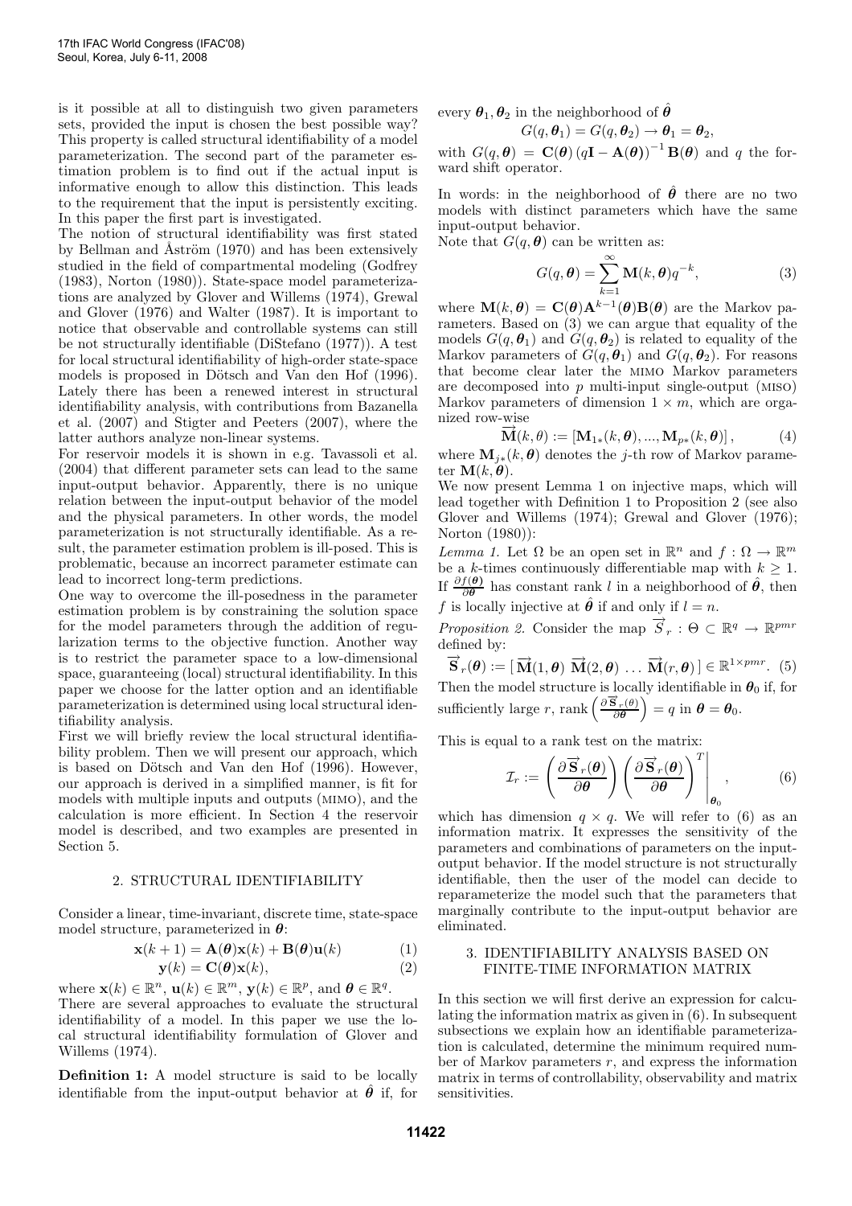is it possible at all to distinguish two given parameters sets, provided the input is chosen the best possible way? This property is called structural identifiability of a model parameterization. The second part of the parameter estimation problem is to find out if the actual input is informative enough to allow this distinction. This leads to the requirement that the input is persistently exciting. In this paper the first part is investigated.

The notion of structural identifiability was first stated by Bellman and Åström (1970) and has been extensively studied in the field of compartmental modeling (Godfrey (1983), Norton (1980)). State-space model parameterizations are analyzed by Glover and Willems (1974), Grewal and Glover (1976) and Walter (1987). It is important to notice that observable and controllable systems can still be not structurally identifiable (DiStefano (1977)). A test for local structural identifiability of high-order state-space models is proposed in Dötsch and Van den Hof (1996). Lately there has been a renewed interest in structural identifiability analysis, with contributions from Bazanella et al. (2007) and Stigter and Peeters (2007), where the latter authors analyze non-linear systems.

For reservoir models it is shown in e.g. Tavassoli et al. (2004) that different parameter sets can lead to the same input-output behavior. Apparently, there is no unique relation between the input-output behavior of the model and the physical parameters. In other words, the model parameterization is not structurally identifiable. As a result, the parameter estimation problem is ill-posed. This is problematic, because an incorrect parameter estimate can lead to incorrect long-term predictions.

One way to overcome the ill-posedness in the parameter estimation problem is by constraining the solution space for the model parameters through the addition of regularization terms to the objective function. Another way is to restrict the parameter space to a low-dimensional space, guaranteeing (local) structural identifiability. In this paper we choose for the latter option and an identifiable parameterization is determined using local structural identifiability analysis.

First we will briefly review the local structural identifiability problem. Then we will present our approach, which is based on Dötsch and Van den Hof (1996). However, our approach is derived in a simplified manner, is fit for models with multiple inputs and outputs (MIMO), and the calculation is more efficient. In Section 4 the reservoir model is described, and two examples are presented in Section 5.

## 2. STRUCTURAL IDENTIFIABILITY

Consider a linear, time-invariant, discrete time, state-space model structure, parameterized in $\boldsymbol{\theta}$:

$$\mathbf{x}(k+1) = \mathbf{A}(\boldsymbol{\theta})\mathbf{x}(k) + \mathbf{B}(\boldsymbol{\theta})\mathbf{u}(k) \tag{1}$$

$$\mathbf{y}(k) = \mathbf{C}(\boldsymbol{\theta})\mathbf{x}(k), \tag{2}$$

where $\mathbf{x}(k) \in \mathbb{R}^n$, $\mathbf{u}(k) \in \mathbb{R}^m$, $\mathbf{y}(k) \in \mathbb{R}^p$, and $\boldsymbol{\theta} \in \mathbb{R}^q$.

There are several approaches to evaluate the structural identifiability of a model. In this paper we use the local structural identifiability formulation of Glover and Willems (1974).

**Definition 1:** A model structure is said to be locally identifiable from the input-output behavior at $\hat{\boldsymbol{\theta}}$ if, for every $\boldsymbol{\theta}_1, \boldsymbol{\theta}_2$ in the neighborhood of $\hat{\boldsymbol{\theta}}$

$$G(q, \boldsymbol{\theta}_1) = G(q, \boldsymbol{\theta}_2) \rightarrow \boldsymbol{\theta}_1 = \boldsymbol{\theta}_2,$$

with $G(q, \boldsymbol{\theta}) = \mathbf{C}(\boldsymbol{\theta})\left(q\mathbf{I} - \mathbf{A}(\boldsymbol{\theta})\right)^{-1}\mathbf{B}(\boldsymbol{\theta})$ and $q$ the forward shift operator.

In words: in the neighborhood of $\hat{\boldsymbol{\theta}}$ there are no two models with distinct parameters which have the same input-output behavior.

Note that $G(q, \boldsymbol{\theta})$ can be written as:

$$G(q, \boldsymbol{\theta}) = \sum_{k=1}^{\infty} \mathbf{M}(k, \boldsymbol{\theta}) q^{-k}, \tag{3}$$

where $\mathbf{M}(k, \boldsymbol{\theta}) = \mathbf{C}(\boldsymbol{\theta})\mathbf{A}^{k-1}(\boldsymbol{\theta})\mathbf{B}(\boldsymbol{\theta})$ are the Markov parameters. Based on (3) we can argue that equality of the models $G(q, \boldsymbol{\theta}_1)$ and $G(q, \boldsymbol{\theta}_2)$ is related to equality of the Markov parameters of $G(q, \boldsymbol{\theta}_1)$ and $G(q, \boldsymbol{\theta}_2)$. For reasons that become clear later the MIMO Markov parameters are decomposed into $p$ multi-input single-output (MISO) Markov parameters of dimension $1 \times m$, which are organized row-wise

$$\overrightarrow{\mathbf{M}}(k, \theta) := \left[\mathbf{M}_{1*}(k, \boldsymbol{\theta}), ..., \mathbf{M}_{p*}(k, \boldsymbol{\theta})\right], \tag{4}$$

where $\mathbf{M}_{j*}(k, \boldsymbol{\theta})$ denotes the $j$-th row of Markov parameter $\mathbf{M}(k, \boldsymbol{\theta})$.

We now present Lemma 1 on injective maps, which will lead together with Definition 1 to Proposition 2 (see also Glover and Willems (1974); Grewal and Glover (1976); Norton (1980)):

*Lemma 1.* Let $\Omega$ be an open set in $\mathbb{R}^n$ and $f : \Omega \rightarrow \mathbb{R}^m$ be a $k$-times continuously differentiable map with $k \geq 1$. If $\frac{\partial f(\boldsymbol{\theta})}{\partial \boldsymbol{\theta}}$ has constant rank $l$ in a neighborhood of $\hat{\boldsymbol{\theta}}$, then $f$ is locally injective at $\hat{\boldsymbol{\theta}}$ if and only if $l = n$.

*Proposition 2.* Consider the map $\overrightarrow{S}_r : \Theta \subset \mathbb{R}^q \rightarrow \mathbb{R}^{pmr}$ defined by:

$$\overrightarrow{\mathbf{S}}_r(\boldsymbol{\theta}) := \left[\, \overrightarrow{\mathbf{M}}(1, \boldsymbol{\theta})\ \overrightarrow{\mathbf{M}}(2, \boldsymbol{\theta})\ \ldots\ \overrightarrow{\mathbf{M}}(r, \boldsymbol{\theta}) \,\right] \in \mathbb{R}^{1 \times pmr}. \tag{5}$$

Then the model structure is locally identifiable in $\boldsymbol{\theta}_0$ if, for sufficiently large $r$, $\operatorname{rank}\left(\frac{\partial \overrightarrow{\mathbf{S}}_r(\theta)}{\partial \boldsymbol{\theta}}\right) = q$ in $\boldsymbol{\theta} = \boldsymbol{\theta}_0$.

This is equal to a rank test on the matrix:

$$\mathcal{I}_r := \left.\left(\frac{\partial \overrightarrow{\mathbf{S}}_r(\boldsymbol{\theta})}{\partial \boldsymbol{\theta}}\right)\left(\frac{\partial \overrightarrow{\mathbf{S}}_r(\boldsymbol{\theta})}{\partial \boldsymbol{\theta}}\right)^T\right|_{\boldsymbol{\theta}_0}, \tag{6}$$

which has dimension $q \times q$. We will refer to (6) as an information matrix. It expresses the sensitivity of the parameters and combinations of parameters on the input-output behavior. If the model structure is not structurally identifiable, then the user of the model can decide to reparameterize the model such that the parameters that marginally contribute to the input-output behavior are eliminated.

## 3. IDENTIFIABILITY ANALYSIS BASED ON FINITE-TIME INFORMATION MATRIX

In this section we will first derive an expression for calculating the information matrix as given in (6). In subsequent subsections we explain how an identifiable parameterization is calculated, determine the minimum required number of Markov parameters $r$, and express the information matrix in terms of controllability, observability and matrix sensitivities.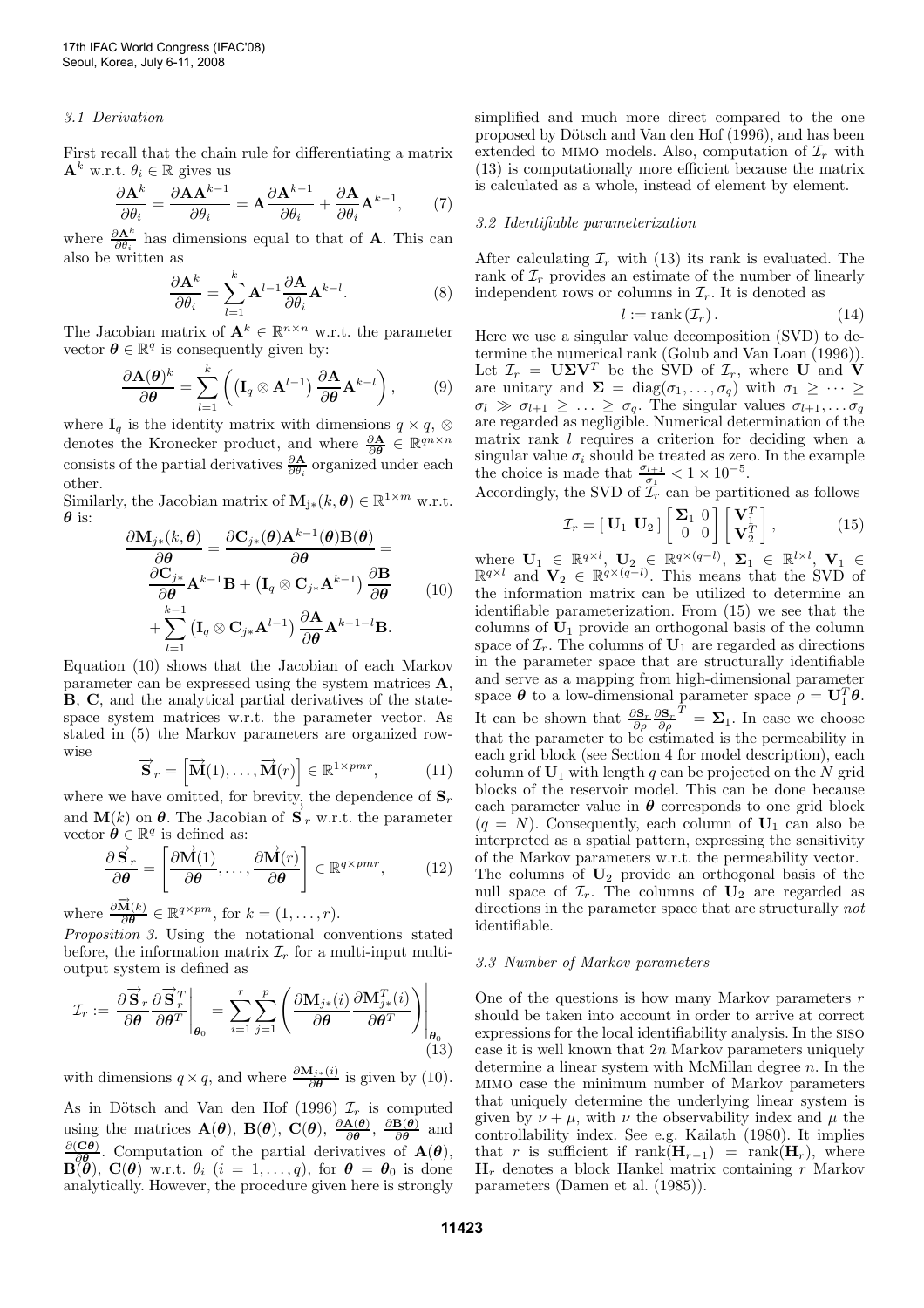### 3.1 Derivation

First recall that the chain rule for differentiating a matrix $\mathbf{A}^k$ w.r.t. $\theta_i \in \mathbb{R}$ gives us

$$\frac{\partial \mathbf{A}^k}{\partial \theta_i} = \frac{\partial \mathbf{A}\mathbf{A}^{k-1}}{\partial \theta_i} = \mathbf{A}\frac{\partial \mathbf{A}^{k-1}}{\partial \theta_i} + \frac{\partial \mathbf{A}}{\partial \theta_i}\mathbf{A}^{k-1}, \qquad (7)$$

where $\frac{\partial \mathbf{A}^k}{\partial \theta_i}$ has dimensions equal to that of $\mathbf{A}$. This can also be written as

$$\frac{\partial \mathbf{A}^k}{\partial \theta_i} = \sum_{l=1}^{k} \mathbf{A}^{l-1}\frac{\partial \mathbf{A}}{\partial \theta_i}\mathbf{A}^{k-l}. \qquad (8)$$

The Jacobian matrix of $\mathbf{A}^k \in \mathbb{R}^{n \times n}$ w.r.t. the parameter vector $\boldsymbol{\theta} \in \mathbb{R}^q$ is consequently given by:

$$\frac{\partial \mathbf{A}(\boldsymbol{\theta})^k}{\partial \boldsymbol{\theta}} = \sum_{l=1}^{k} \left( \left(\mathbf{I}_q \otimes \mathbf{A}^{l-1}\right) \frac{\partial \mathbf{A}}{\partial \boldsymbol{\theta}} \mathbf{A}^{k-l} \right), \qquad (9)$$

where $\mathbf{I}_q$ is the identity matrix with dimensions $q \times q$, $\otimes$ denotes the Kronecker product, and where $\frac{\partial \mathbf{A}}{\partial \boldsymbol{\theta}} \in \mathbb{R}^{qn \times n}$ consists of the partial derivatives $\frac{\partial \mathbf{A}}{\partial \theta_i}$ organized under each other.

Similarly, the Jacobian matrix of $\mathbf{M_{j*}}(k, \boldsymbol{\theta}) \in \mathbb{R}^{1 \times m}$ w.r.t. $\boldsymbol{\theta}$ is:

$$\begin{aligned} \frac{\partial \mathbf{M}_{j*}(k, \boldsymbol{\theta})}{\partial \boldsymbol{\theta}} &= \frac{\partial \mathbf{C}_{j*}(\boldsymbol{\theta})\mathbf{A}^{k-1}(\boldsymbol{\theta})\mathbf{B}(\boldsymbol{\theta})}{\partial \boldsymbol{\theta}} = \\ &\frac{\partial \mathbf{C}_{j*}}{\partial \boldsymbol{\theta}}\mathbf{A}^{k-1}\mathbf{B} + \left(\mathbf{I}_q \otimes \mathbf{C}_{j*}\mathbf{A}^{k-1}\right)\frac{\partial \mathbf{B}}{\partial \boldsymbol{\theta}} \\ &+ \sum_{l=1}^{k-1} \left(\mathbf{I}_q \otimes \mathbf{C}_{j*}\mathbf{A}^{l-1}\right)\frac{\partial \mathbf{A}}{\partial \boldsymbol{\theta}}\mathbf{A}^{k-1-l}\mathbf{B}. \end{aligned} \qquad (10)$$

Equation (10) shows that the Jacobian of each Markov parameter can be expressed using the system matrices $\mathbf{A}$, $\mathbf{B}$, $\mathbf{C}$, and the analytical partial derivatives of the state-space system matrices w.r.t. the parameter vector. As stated in (5) the Markov parameters are organized row-wise

$$\overrightarrow{\mathbf{S}}_r = \left[\overrightarrow{\mathbf{M}}(1), \ldots, \overrightarrow{\mathbf{M}}(r)\right] \in \mathbb{R}^{1 \times pmr}, \qquad (11)$$

where we have omitted, for brevity, the dependence of $\mathbf{S}_r$ and $\mathbf{M}(k)$ on $\boldsymbol{\theta}$. The Jacobian of $\overrightarrow{\mathbf{S}}_r$ w.r.t. the parameter vector $\boldsymbol{\theta} \in \mathbb{R}^q$ is defined as:

$$\frac{\partial \overrightarrow{\mathbf{S}}_r}{\partial \boldsymbol{\theta}} = \left[\frac{\partial \overrightarrow{\mathbf{M}}(1)}{\partial \boldsymbol{\theta}}, \ldots, \frac{\partial \overrightarrow{\mathbf{M}}(r)}{\partial \boldsymbol{\theta}}\right] \in \mathbb{R}^{q \times pmr}, \qquad (12)$$

where $\frac{\partial \overrightarrow{\mathbf{M}}(k)}{\partial \boldsymbol{\theta}} \in \mathbb{R}^{q \times pm}$, for $k = (1, \ldots, r)$.

*Proposition 3.* Using the notational conventions stated before, the information matrix $\mathcal{I}_r$ for a multi-input multi-output system is defined as

$$\mathcal{I}_r := \left.\frac{\partial \overrightarrow{\mathbf{S}}_r}{\partial \boldsymbol{\theta}}\frac{\partial \overrightarrow{\mathbf{S}}_r^T}{\partial \boldsymbol{\theta}^T}\right|_{\boldsymbol{\theta}_0} = \left.\sum_{i=1}^{r}\sum_{j=1}^{p}\left(\frac{\partial \mathbf{M}_{j*}(i)}{\partial \boldsymbol{\theta}}\frac{\partial \mathbf{M}_{j*}^T(i)}{\partial \boldsymbol{\theta}^T}\right)\right|_{\boldsymbol{\theta}_0} \qquad (13)$$

with dimensions $q \times q$, and where $\frac{\partial \mathbf{M}_{j*}(i)}{\partial \boldsymbol{\theta}}$ is given by (10).

As in Dötsch and Van den Hof (1996) $\mathcal{I}_r$ is computed using the matrices $\mathbf{A}(\boldsymbol{\theta})$, $\mathbf{B}(\boldsymbol{\theta})$, $\mathbf{C}(\boldsymbol{\theta})$, $\frac{\partial \mathbf{A}(\boldsymbol{\theta})}{\partial \boldsymbol{\theta}}$, $\frac{\partial \mathbf{B}(\boldsymbol{\theta})}{\partial \boldsymbol{\theta}}$ and $\frac{\partial (\mathbf{C}\boldsymbol{\theta})}{\partial \boldsymbol{\theta}}$. Computation of the partial derivatives of $\mathbf{A}(\boldsymbol{\theta})$, $\mathbf{B}(\boldsymbol{\theta})$, $\mathbf{C}(\boldsymbol{\theta})$ w.r.t. $\theta_i$ $(i = 1, \ldots, q)$, for $\boldsymbol{\theta} = \boldsymbol{\theta}_0$ is done analytically. However, the procedure given here is strongly simplified and much more direct compared to the one proposed by Dötsch and Van den Hof (1996), and has been extended to MIMO models. Also, computation of $\mathcal{I}_r$ with (13) is computationally more efficient because the matrix is calculated as a whole, instead of element by element.

### 3.2 Identifiable parameterization

After calculating $\mathcal{I}_r$ with (13) its rank is evaluated. The rank of $\mathcal{I}_r$ provides an estimate of the number of linearly independent rows or columns in $\mathcal{I}_r$. It is denoted as

$$l := \operatorname{rank}(\mathcal{I}_r). \qquad (14)$$

Here we use a singular value decomposition (SVD) to determine the numerical rank (Golub and Van Loan (1996)). Let $\mathcal{I}_r = \mathbf{U}\boldsymbol{\Sigma}\mathbf{V}^T$ be the SVD of $\mathcal{I}_r$, where $\mathbf{U}$ and $\mathbf{V}$ are unitary and $\boldsymbol{\Sigma} = \operatorname{diag}(\sigma_1, \ldots, \sigma_q)$ with $\sigma_1 \geq \cdots \geq \sigma_l \gg \sigma_{l+1} \geq \ldots \geq \sigma_q$. The singular values $\sigma_{l+1}, \ldots \sigma_q$ are regarded as negligible. Numerical determination of the matrix rank $l$ requires a criterion for deciding when a singular value $\sigma_i$ should be treated as zero. In the example the choice is made that $\frac{\sigma_{l+1}}{\sigma_1} < 1 \times 10^{-5}$.

Accordingly, the SVD of $\mathcal{I}_r$ can be partitioned as follows

$$\mathcal{I}_r = \left[\, \mathbf{U}_1 \;\; \mathbf{U}_2 \,\right] \begin{bmatrix} \boldsymbol{\Sigma}_1 & 0 \\ 0 & 0 \end{bmatrix} \begin{bmatrix} \mathbf{V}_1^T \\ \mathbf{V}_2^T \end{bmatrix}, \qquad (15)$$

where $\mathbf{U}_1 \in \mathbb{R}^{q \times l}$, $\mathbf{U}_2 \in \mathbb{R}^{q \times (q-l)}$, $\boldsymbol{\Sigma}_1 \in \mathbb{R}^{l \times l}$, $\mathbf{V}_1 \in \mathbb{R}^{q \times l}$ and $\mathbf{V}_2 \in \mathbb{R}^{q \times (q-l)}$. This means that the SVD of the information matrix can be utilized to determine an identifiable parameterization. From (15) we see that the columns of $\mathbf{U}_1$ provide an orthogonal basis of the column space of $\mathcal{I}_r$. The columns of $\mathbf{U}_1$ are regarded as directions in the parameter space that are structurally identifiable and serve as a mapping from high-dimensional parameter space $\boldsymbol{\theta}$ to a low-dimensional parameter space $\rho = \mathbf{U}_1^T\boldsymbol{\theta}$. It can be shown that $\frac{\partial \mathbf{S}_r}{\partial \rho}\frac{\partial \mathbf{S}_r}{\partial \rho}^T = \boldsymbol{\Sigma}_1$. In case we choose that the parameter to be estimated is the permeability in each grid block (see Section 4 for model description), each column of $\mathbf{U}_1$ with length $q$ can be projected on the $N$ grid blocks of the reservoir model. This can be done because each parameter value in $\boldsymbol{\theta}$ corresponds to one grid block $(q = N)$. Consequently, each column of $\mathbf{U}_1$ can also be interpreted as a spatial pattern, expressing the sensitivity of the Markov parameters w.r.t. the permeability vector.

The columns of $\mathbf{U}_2$ provide an orthogonal basis of the null space of $\mathcal{I}_r$. The columns of $\mathbf{U}_2$ are regarded as directions in the parameter space that are structurally *not* identifiable.

### 3.3 Number of Markov parameters

One of the questions is how many Markov parameters $r$ should be taken into account in order to arrive at correct expressions for the local identifiability analysis. In the SISO case it is well known that $2n$ Markov parameters uniquely determine a linear system with McMillan degree $n$. In the MIMO case the minimum number of Markov parameters that uniquely determine the underlying linear system is given by $\nu + \mu$, with $\nu$ the observability index and $\mu$ the controllability index. See e.g. Kailath (1980). It implies that $r$ is sufficient if $\operatorname{rank}(\mathbf{H}_{r-1}) = \operatorname{rank}(\mathbf{H}_r)$, where $\mathbf{H}_r$ denotes a block Hankel matrix containing $r$ Markov parameters (Damen et al. (1985)).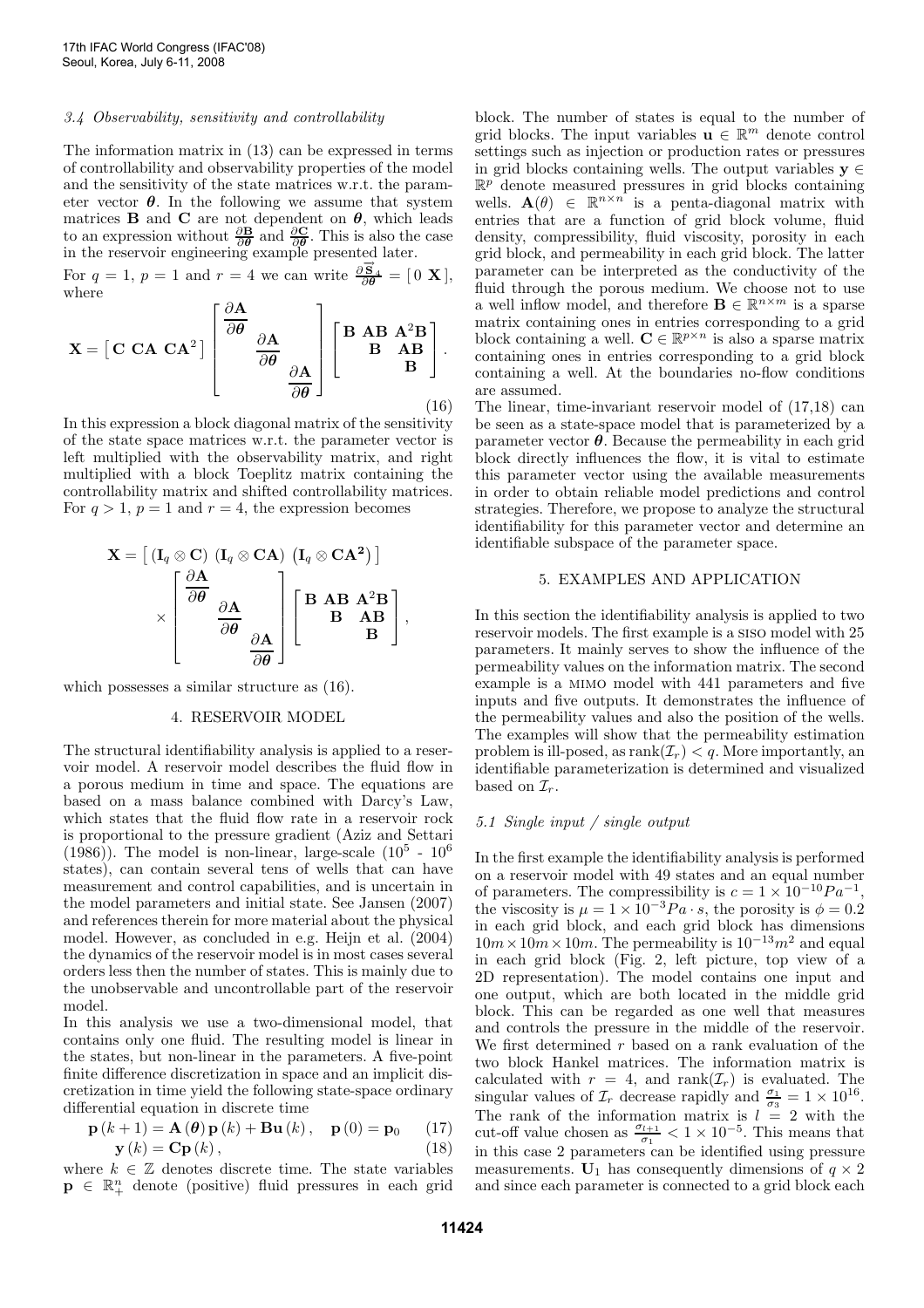### 3.4 Observability, sensitivity and controllability

The information matrix in (13) can be expressed in terms of controllability and observability properties of the model and the sensitivity of the state matrices w.r.t. the parameter vector $\boldsymbol{\theta}$. In the following we assume that system matrices $\mathbf{B}$ and $\mathbf{C}$ are not dependent on $\boldsymbol{\theta}$, which leads to an expression without $\frac{\partial \mathbf{B}}{\partial \boldsymbol{\theta}}$ and $\frac{\partial \mathbf{C}}{\partial \boldsymbol{\theta}}$. This is also the case in the reservoir engineering example presented later.

For $q = 1$, $p = 1$ and $r = 4$ we can write $\frac{\partial \vec{\mathbf{S}}_4}{\partial \boldsymbol{\theta}} = [\,0 \;\mathbf{X}\,]$, where

$$\mathbf{X} = \begin{bmatrix} \mathbf{C} & \mathbf{CA} & \mathbf{CA}^2 \end{bmatrix} \begin{bmatrix} \frac{\partial \mathbf{A}}{\partial \boldsymbol{\theta}} & & \\ & \frac{\partial \mathbf{A}}{\partial \boldsymbol{\theta}} & \\ & & \frac{\partial \mathbf{A}}{\partial \boldsymbol{\theta}} \end{bmatrix} \begin{bmatrix} \mathbf{B} & \mathbf{AB} & \mathbf{A}^2\mathbf{B} \\ & \mathbf{B} & \mathbf{AB} \\ & & \mathbf{B} \end{bmatrix}. \tag{16}$$

In this expression a block diagonal matrix of the sensitivity of the state space matrices w.r.t. the parameter vector is left multiplied with the observability matrix, and right multiplied with a block Toeplitz matrix containing the controllability matrix and shifted controllability matrices. For $q > 1$, $p = 1$ and $r = 4$, the expression becomes

$$\mathbf{X} = \begin{bmatrix} (\mathbf{I}_q \otimes \mathbf{C}) & (\mathbf{I}_q \otimes \mathbf{CA}) & \left(\mathbf{I}_q \otimes \mathbf{CA^2}\right) \end{bmatrix} \times \begin{bmatrix} \frac{\partial \mathbf{A}}{\partial \boldsymbol{\theta}} & & \\ & \frac{\partial \mathbf{A}}{\partial \boldsymbol{\theta}} & \\ & & \frac{\partial \mathbf{A}}{\partial \boldsymbol{\theta}} \end{bmatrix} \begin{bmatrix} \mathbf{B} & \mathbf{AB} & \mathbf{A}^2\mathbf{B} \\ & \mathbf{B} & \mathbf{AB} \\ & & \mathbf{B} \end{bmatrix},$$

which possesses a similar structure as (16).

## 4. RESERVOIR MODEL

The structural identifiability analysis is applied to a reservoir model. A reservoir model describes the fluid flow in a porous medium in time and space. The equations are based on a mass balance combined with Darcy's Law, which states that the fluid flow rate in a reservoir rock is proportional to the pressure gradient (Aziz and Settari (1986)). The model is non-linear, large-scale ($10^5$ - $10^6$ states), can contain several tens of wells that can have measurement and control capabilities, and is uncertain in the model parameters and initial state. See Jansen (2007) and references therein for more material about the physical model. However, as concluded in e.g. Heijn et al. (2004) the dynamics of the reservoir model is in most cases several orders less then the number of states. This is mainly due to the unobservable and uncontrollable part of the reservoir model.

In this analysis we use a two-dimensional model, that contains only one fluid. The resulting model is linear in the states, but non-linear in the parameters. A five-point finite difference discretization in space and an implicit discretization in time yield the following state-space ordinary differential equation in discrete time

$$\mathbf{p}(k+1) = \mathbf{A}(\boldsymbol{\theta})\,\mathbf{p}(k) + \mathbf{Bu}(k), \quad \mathbf{p}(0) = \mathbf{p}_0 \tag{17}$$

$$\mathbf{y}(k) = \mathbf{Cp}(k), \tag{18}$$

where $k \in \mathbb{Z}$ denotes discrete time. The state variables $\mathbf{p} \in \mathbb{R}^n_+$ denote (positive) fluid pressures in each grid block. The number of states is equal to the number of grid blocks. The input variables $\mathbf{u} \in \mathbb{R}^m$ denote control settings such as injection or production rates or pressures in grid blocks containing wells. The output variables $\mathbf{y} \in \mathbb{R}^p$ denote measured pressures in grid blocks containing wells. $\mathbf{A}(\theta) \in \mathbb{R}^{n \times n}$ is a penta-diagonal matrix with entries that are a function of grid block volume, fluid density, compressibility, fluid viscosity, porosity in each grid block, and permeability in each grid block. The latter parameter can be interpreted as the conductivity of the fluid through the porous medium. We choose not to use a well inflow model, and therefore $\mathbf{B} \in \mathbb{R}^{n \times m}$ is a sparse matrix containing ones in entries corresponding to a grid block containing a well. $\mathbf{C} \in \mathbb{R}^{p \times n}$ is also a sparse matrix containing ones in entries corresponding to a grid block containing a well. At the boundaries no-flow conditions are assumed.

The linear, time-invariant reservoir model of (17,18) can be seen as a state-space model that is parameterized by a parameter vector $\boldsymbol{\theta}$. Because the permeability in each grid block directly influences the flow, it is vital to estimate this parameter vector using the available measurements in order to obtain reliable model predictions and control strategies. Therefore, we propose to analyze the structural identifiability for this parameter vector and determine an identifiable subspace of the parameter space.

## 5. EXAMPLES AND APPLICATION

In this section the identifiability analysis is applied to two reservoir models. The first example is a SISO model with 25 parameters. It mainly serves to show the influence of the permeability values on the information matrix. The second example is a MIMO model with 441 parameters and five inputs and five outputs. It demonstrates the influence of the permeability values and also the position of the wells. The examples will show that the permeability estimation problem is ill-posed, as $\text{rank}(\mathcal{I}_r) < q$. More importantly, an identifiable parameterization is determined and visualized based on $\mathcal{I}_r$.

### 5.1 Single input / single output

In the first example the identifiability analysis is performed on a reservoir model with 49 states and an equal number of parameters. The compressibility is $c = 1 \times 10^{-10} Pa^{-1}$, the viscosity is $\mu = 1 \times 10^{-3} Pa \cdot s$, the porosity is $\phi = 0.2$ in each grid block, and each grid block has dimensions $10m \times 10m \times 10m$. The permeability is $10^{-13} m^2$ and equal in each grid block (Fig. 2, left picture, top view of a 2D representation). The model contains one input and one output, which are both located in the middle grid block. This can be regarded as one well that measures and controls the pressure in the middle of the reservoir. We first determined $r$ based on a rank evaluation of the two block Hankel matrices. The information matrix is calculated with $r = 4$, and $\text{rank}(\mathcal{I}_r)$ is evaluated. The singular values of $\mathcal{I}_r$ decrease rapidly and $\frac{\sigma_1}{\sigma_3} = 1 \times 10^{16}$. The rank of the information matrix is $l = 2$ with the cut-off value chosen as $\frac{\sigma_{l+1}}{\sigma_1} < 1 \times 10^{-5}$. This means that in this case 2 parameters can be identified using pressure measurements. $\mathbf{U}_1$ has consequently dimensions of $q \times 2$ and since each parameter is connected to a grid block each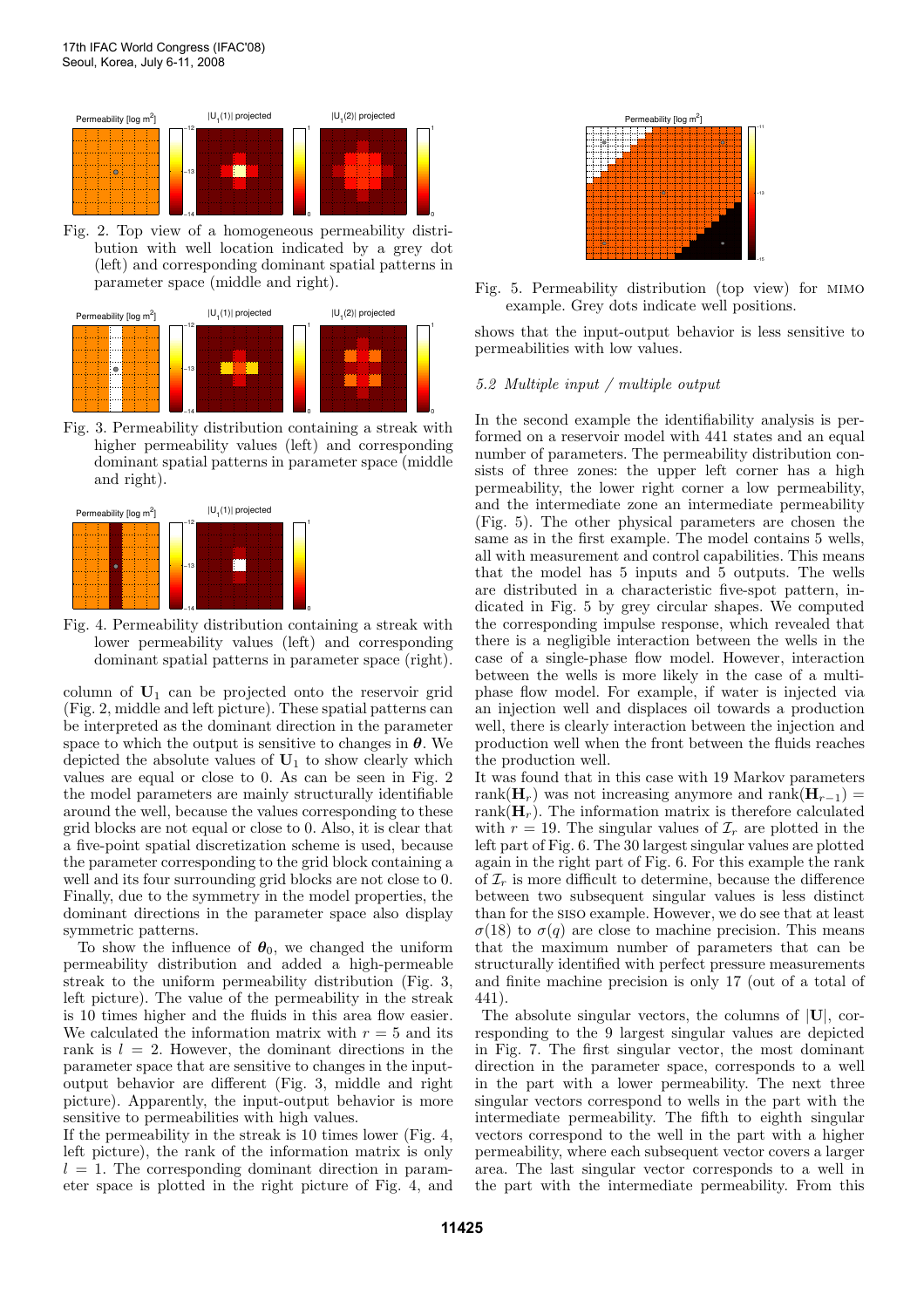Fig. 2. Top view of a homogeneous permeability distribution with well location indicated by a grey dot (left) and corresponding dominant spatial patterns in parameter space (middle and right).

Fig. 3. Permeability distribution containing a streak with higher permeability values (left) and corresponding dominant spatial patterns in parameter space (middle and right).

Fig. 4. Permeability distribution containing a streak with lower permeability values (left) and corresponding dominant spatial patterns in parameter space (right).

column of $\mathbf{U}_1$ can be projected onto the reservoir grid (Fig. 2, middle and left picture). These spatial patterns can be interpreted as the dominant direction in the parameter space to which the output is sensitive to changes in $\boldsymbol{\theta}$. We depicted the absolute values of $\mathbf{U}_1$ to show clearly which values are equal or close to 0. As can be seen in Fig. 2 the model parameters are mainly structurally identifiable around the well, because the values corresponding to these grid blocks are not equal or close to 0. Also, it is clear that a five-point spatial discretization scheme is used, because the parameter corresponding to the grid block containing a well and its four surrounding grid blocks are not close to 0. Finally, due to the symmetry in the model properties, the dominant directions in the parameter space also display symmetric patterns.

To show the influence of $\boldsymbol{\theta}_0$, we changed the uniform permeability distribution and added a high-permeable streak to the uniform permeability distribution (Fig. 3, left picture). The value of the permeability in the streak is 10 times higher and the fluids in this area flow easier. We calculated the information matrix with $r = 5$ and its rank is $l = 2$. However, the dominant directions in the parameter space that are sensitive to changes in the input-output behavior are different (Fig. 3, middle and right picture). Apparently, the input-output behavior is more sensitive to permeabilities with high values.

If the permeability in the streak is 10 times lower (Fig. 4, left picture), the rank of the information matrix is only $l = 1$. The corresponding dominant direction in parameter space is plotted in the right picture of Fig. 4, and shows that the input-output behavior is less sensitive to permeabilities with low values.

Fig. 5. Permeability distribution (top view) for MIMO example. Grey dots indicate well positions.

### 5.2 Multiple input / multiple output

In the second example the identifiability analysis is performed on a reservoir model with 441 states and an equal number of parameters. The permeability distribution consists of three zones: the upper left corner has a high permeability, the lower right corner a low permeability, and the intermediate zone an intermediate permeability (Fig. 5). The other physical parameters are chosen the same as in the first example. The model contains 5 wells, all with measurement and control capabilities. This means that the model has 5 inputs and 5 outputs. The wells are distributed in a characteristic five-spot pattern, indicated in Fig. 5 by grey circular shapes. We computed the corresponding impulse response, which revealed that there is a negligible interaction between the wells in the case of a single-phase flow model. However, interaction between the wells is more likely in the case of a multi-phase flow model. For example, if water is injected via an injection well and displaces oil towards a production well, there is clearly interaction between the injection and production well when the front between the fluids reaches the production well.

It was found that in this case with 19 Markov parameters $\text{rank}(\mathbf{H}_r)$ was not increasing anymore and $\text{rank}(\mathbf{H}_{r-1}) = \text{rank}(\mathbf{H}_r)$. The information matrix is therefore calculated with $r = 19$. The singular values of $\mathcal{I}_r$ are plotted in the left part of Fig. 6. The 30 largest singular values are plotted again in the right part of Fig. 6. For this example the rank of $\mathcal{I}_r$ is more difficult to determine, because the difference between two subsequent singular values is less distinct than for the SISO example. However, we do see that at least $\sigma(18)$ to $\sigma(q)$ are close to machine precision. This means that the maximum number of parameters that can be structurally identified with perfect pressure measurements and finite machine precision is only 17 (out of a total of 441).

The absolute singular vectors, the columns of $|\mathbf{U}|$, corresponding to the 9 largest singular values are depicted in Fig. 7. The first singular vector, the most dominant direction in the parameter space, corresponds to a well in the part with a lower permeability. The next three singular vectors correspond to wells in the part with the intermediate permeability. The fifth to eighth singular vectors correspond to the well in the part with a higher permeability, where each subsequent vector covers a larger area. The last singular vector corresponds to a well in the part with the intermediate permeability. From this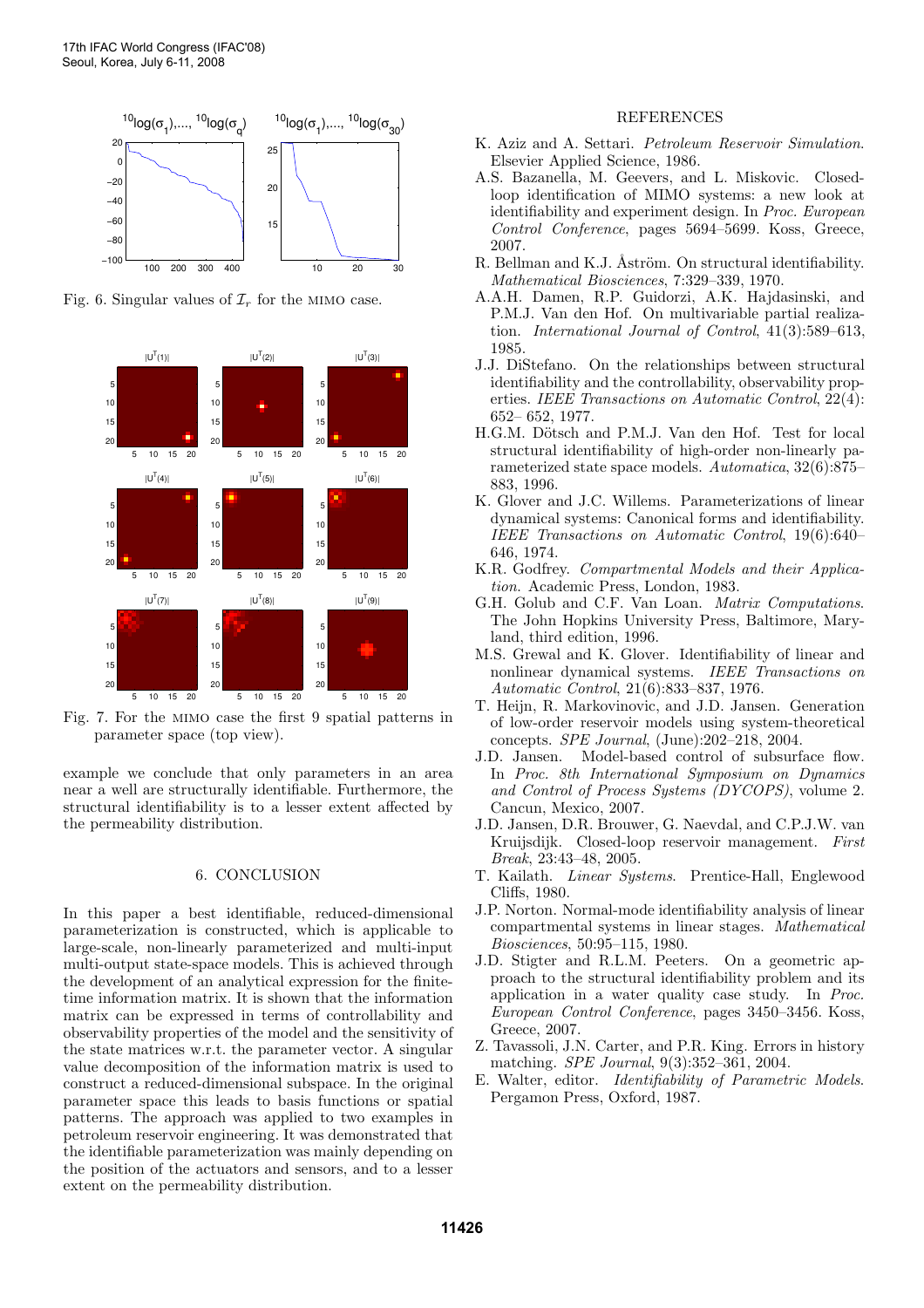$^{10}\log(\sigma_1),..., ^{10}\log(\sigma_q)$

20
0
−20
−40
−60
−80
−100
100 200 300 400

$^{10}\log(\sigma_1),..., ^{10}\log(\sigma_{30})$

25
20
15
10 20 30

Fig. 6. Singular values of $\mathcal{I}_r$ for the MIMO case.

$|U^T(1)|$ $|U^T(2)|$ $|U^T(3)|$ $|U^T(4)|$ $|U^T(5)|$ $|U^T(6)|$ $|U^T(7)|$ $|U^T(8)|$ $|U^T(9)|$

5 10 15 20

Fig. 7. For the MIMO case the first 9 spatial patterns in parameter space (top view).

example we conclude that only parameters in an area near a well are structurally identifiable. Furthermore, the structural identifiability is to a lesser extent affected by the permeability distribution.

## 6. CONCLUSION

In this paper a best identifiable, reduced-dimensional parameterization is constructed, which is applicable to large-scale, non-linearly parameterized and multi-input multi-output state-space models. This is achieved through the development of an analytical expression for the finite-time information matrix. It is shown that the information matrix can be expressed in terms of controllability and observability properties of the model and the sensitivity of the state matrices w.r.t. the parameter vector. A singular value decomposition of the information matrix is used to construct a reduced-dimensional subspace. In the original parameter space this leads to basis functions or spatial patterns. The approach was applied to two examples in petroleum reservoir engineering. It was demonstrated that the identifiable parameterization was mainly depending on the position of the actuators and sensors, and to a lesser extent on the permeability distribution.

## REFERENCES

K. Aziz and A. Settari. *Petroleum Reservoir Simulation*. Elsevier Applied Science, 1986.

A.S. Bazanella, M. Geevers, and L. Miskovic. Closed-loop identification of MIMO systems: a new look at identifiability and experiment design. In *Proc. European Control Conference*, pages 5694–5699. Koss, Greece, 2007.

R. Bellman and K.J. Åström. On structural identifiability. *Mathematical Biosciences*, 7:329–339, 1970.

A.A.H. Damen, R.P. Guidorzi, A.K. Hajdasinski, and P.M.J. Van den Hof. On multivariable partial realization. *International Journal of Control*, 41(3):589–613, 1985.

J.J. DiStefano. On the relationships between structural identifiability and the controllability, observability properties. *IEEE Transactions on Automatic Control*, 22(4): 652– 652, 1977.

H.G.M. Dötsch and P.M.J. Van den Hof. Test for local structural identifiability of high-order non-linearly parameterized state space models. *Automatica*, 32(6):875–883, 1996.

K. Glover and J.C. Willems. Parameterizations of linear dynamical systems: Canonical forms and identifiability. *IEEE Transactions on Automatic Control*, 19(6):640–646, 1974.

K.R. Godfrey. *Compartmental Models and their Application*. Academic Press, London, 1983.

G.H. Golub and C.F. Van Loan. *Matrix Computations*. The John Hopkins University Press, Baltimore, Maryland, third edition, 1996.

M.S. Grewal and K. Glover. Identifiability of linear and nonlinear dynamical systems. *IEEE Transactions on Automatic Control*, 21(6):833–837, 1976.

T. Heijn, R. Markovinovic, and J.D. Jansen. Generation of low-order reservoir models using system-theoretical concepts. *SPE Journal*, (June):202–218, 2004.

J.D. Jansen. Model-based control of subsurface flow. In *Proc. 8th International Symposium on Dynamics and Control of Process Systems (DYCOPS)*, volume 2. Cancun, Mexico, 2007.

J.D. Jansen, D.R. Brouwer, G. Naevdal, and C.P.J.W. van Kruijsdijk. Closed-loop reservoir management. *First Break*, 23:43–48, 2005.

T. Kailath. *Linear Systems*. Prentice-Hall, Englewood Cliffs, 1980.

J.P. Norton. Normal-mode identifiability analysis of linear compartmental systems in linear stages. *Mathematical Biosciences*, 50:95–115, 1980.

J.D. Stigter and R.L.M. Peeters. On a geometric approach to the structural identifiability problem and its application in a water quality case study. In *Proc. European Control Conference*, pages 3450–3456. Koss, Greece, 2007.

Z. Tavassoli, J.N. Carter, and P.R. King. Errors in history matching. *SPE Journal*, 9(3):352–361, 2004.

E. Walter, editor. *Identifiability of Parametric Models*. Pergamon Press, Oxford, 1987.